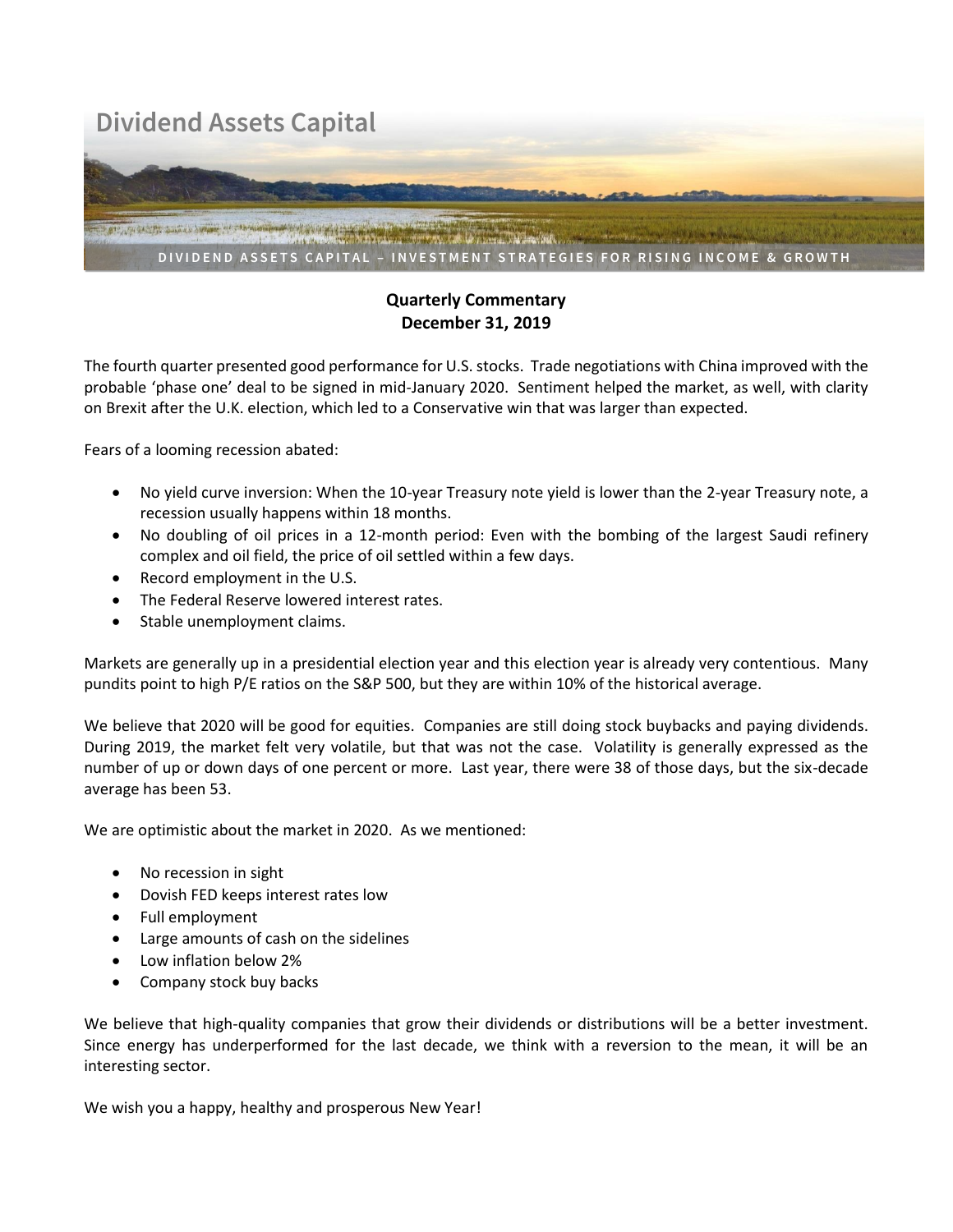# Dividend Assets Capital

DIVIDEND ASSETS CAPITAL – INVESTMENT STRATEGIES FOR RISING INCOME & GROWTH

**Quarterly Commentary**
**December 31, 2019**

The fourth quarter presented good performance for U.S. stocks. Trade negotiations with China improved with the probable 'phase one' deal to be signed in mid-January 2020. Sentiment helped the market, as well, with clarity on Brexit after the U.K. election, which led to a Conservative win that was larger than expected.

Fears of a looming recession abated:

- No yield curve inversion: When the 10-year Treasury note yield is lower than the 2-year Treasury note, a recession usually happens within 18 months.
- No doubling of oil prices in a 12-month period: Even with the bombing of the largest Saudi refinery complex and oil field, the price of oil settled within a few days.
- Record employment in the U.S.
- The Federal Reserve lowered interest rates.
- Stable unemployment claims.

Markets are generally up in a presidential election year and this election year is already very contentious. Many pundits point to high P/E ratios on the S&P 500, but they are within 10% of the historical average.

We believe that 2020 will be good for equities. Companies are still doing stock buybacks and paying dividends. During 2019, the market felt very volatile, but that was not the case. Volatility is generally expressed as the number of up or down days of one percent or more. Last year, there were 38 of those days, but the six-decade average has been 53.

We are optimistic about the market in 2020. As we mentioned:

- No recession in sight
- Dovish FED keeps interest rates low
- Full employment
- Large amounts of cash on the sidelines
- Low inflation below 2%
- Company stock buy backs

We believe that high-quality companies that grow their dividends or distributions will be a better investment. Since energy has underperformed for the last decade, we think with a reversion to the mean, it will be an interesting sector.

We wish you a happy, healthy and prosperous New Year!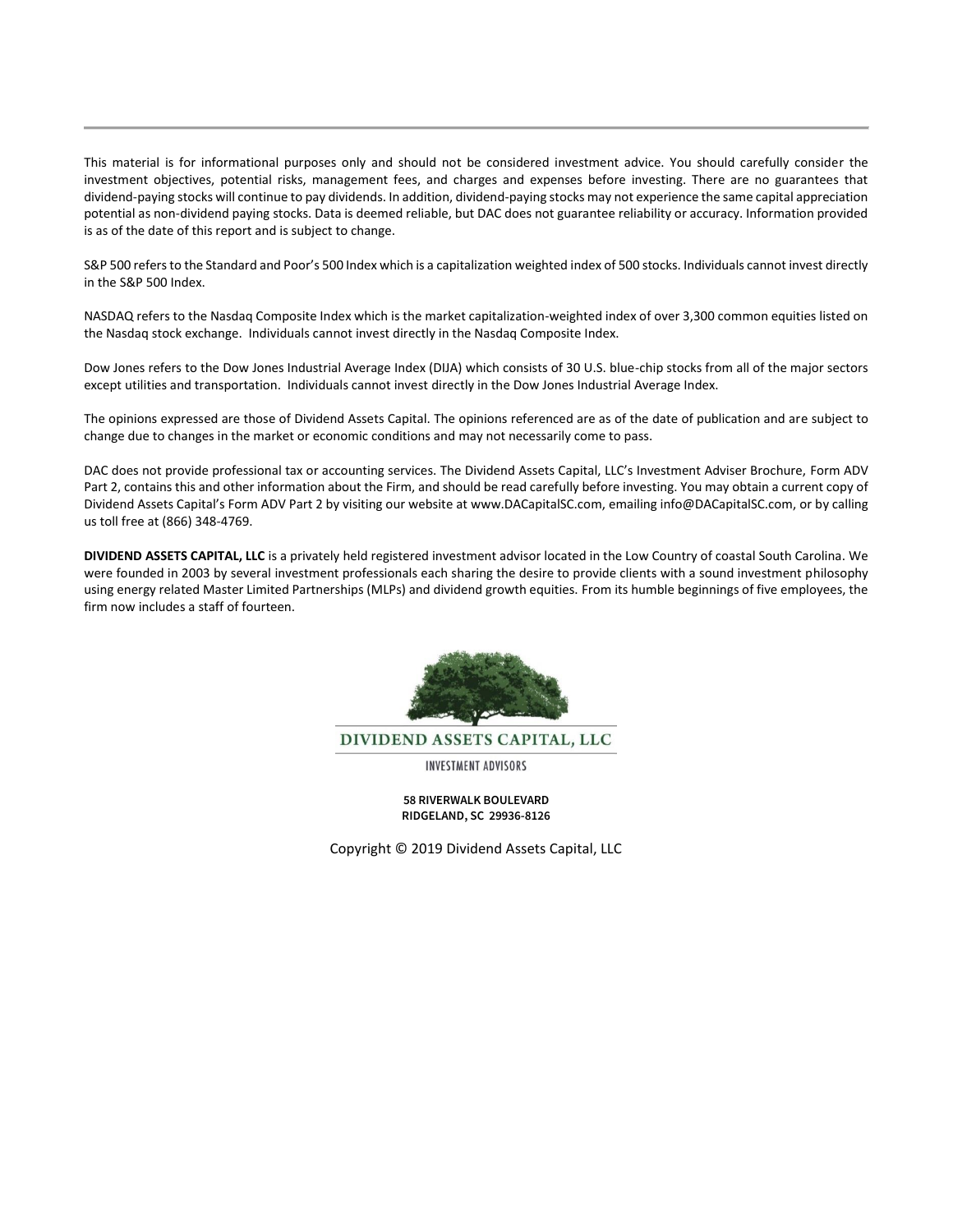This material is for informational purposes only and should not be considered investment advice. You should carefully consider the investment objectives, potential risks, management fees, and charges and expenses before investing. There are no guarantees that dividend-paying stocks will continue to pay dividends. In addition, dividend-paying stocks may not experience the same capital appreciation potential as non-dividend paying stocks. Data is deemed reliable, but DAC does not guarantee reliability or accuracy. Information provided is as of the date of this report and is subject to change.

S&P 500 refers to the Standard and Poor's 500 Index which is a capitalization weighted index of 500 stocks. Individuals cannot invest directly in the S&P 500 Index.

NASDAQ refers to the Nasdaq Composite Index which is the market capitalization-weighted index of over 3,300 common equities listed on the Nasdaq stock exchange. Individuals cannot invest directly in the Nasdaq Composite Index.

Dow Jones refers to the Dow Jones Industrial Average Index (DIJA) which consists of 30 U.S. blue-chip stocks from all of the major sectors except utilities and transportation. Individuals cannot invest directly in the Dow Jones Industrial Average Index.

The opinions expressed are those of Dividend Assets Capital. The opinions referenced are as of the date of publication and are subject to change due to changes in the market or economic conditions and may not necessarily come to pass.

DAC does not provide professional tax or accounting services. The Dividend Assets Capital, LLC's Investment Adviser Brochure, Form ADV Part 2, contains this and other information about the Firm, and should be read carefully before investing. You may obtain a current copy of Dividend Assets Capital's Form ADV Part 2 by visiting our website at www.DACapitalSC.com, emailing info@DACapitalSC.com, or by calling us toll free at (866) 348-4769.

**DIVIDEND ASSETS CAPITAL, LLC** is a privately held registered investment advisor located in the Low Country of coastal South Carolina. We were founded in 2003 by several investment professionals each sharing the desire to provide clients with a sound investment philosophy using energy related Master Limited Partnerships (MLPs) and dividend growth equities. From its humble beginnings of five employees, the firm now includes a staff of fourteen.

DIVIDEND ASSETS CAPITAL, LLC

INVESTMENT ADVISORS

**58 RIVERWALK BOULEVARD**
**RIDGELAND, SC 29936-8126**

Copyright © 2019 Dividend Assets Capital, LLC